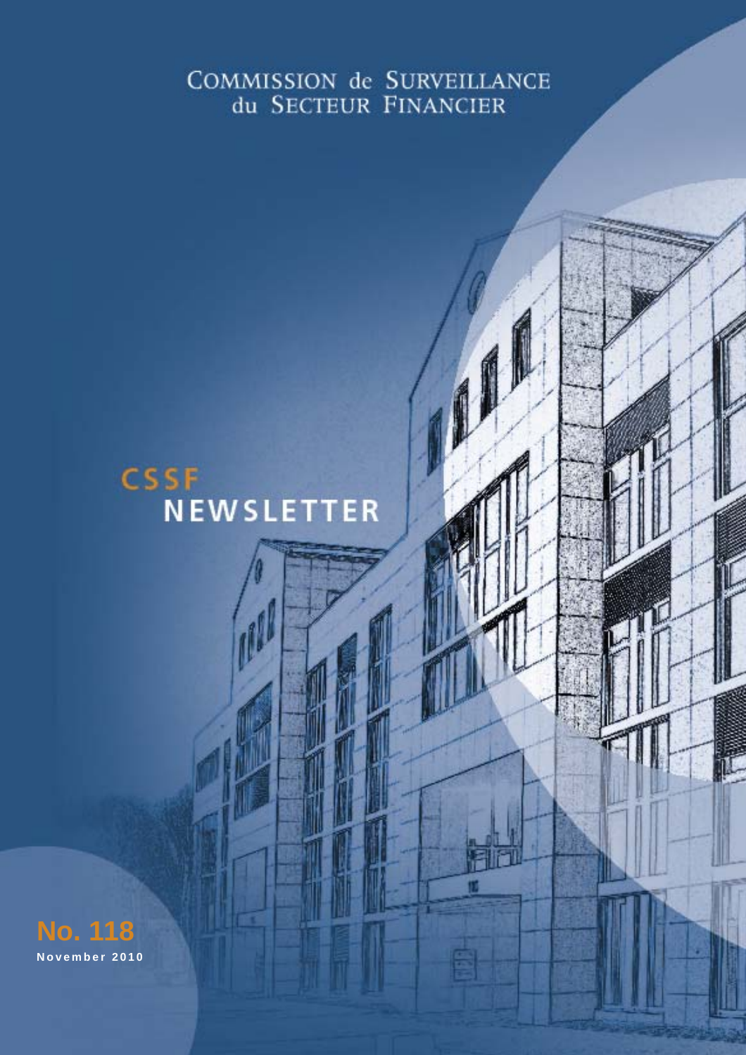COMMISSION de SURVEILLANCE du SECTEUR FINANCIER

# CSSF NEWSLETTER

**No. 118**

November 2010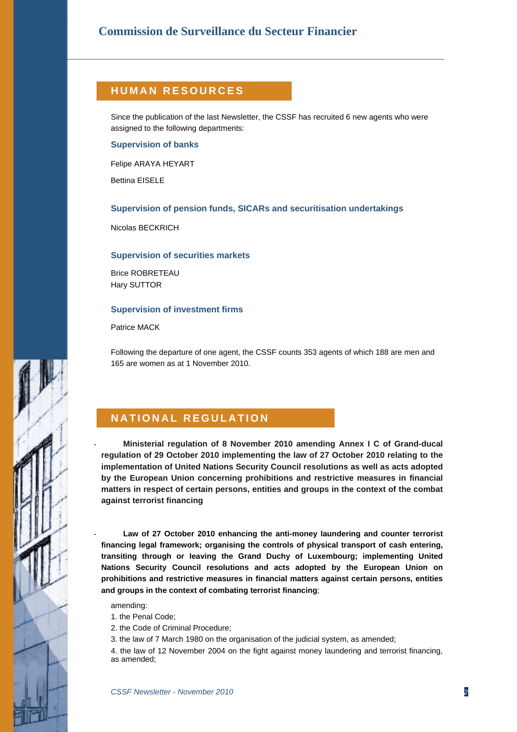## HUMAN RESOURCES

Since the publication of the last Newsletter, the CSSF has recruited 6 new agents who were assigned to the following departments:

### Supervision of banks

Felipe ARAYA HEYART

Bettina EISELE

### Supervision of pension funds, SICARs and securitisation undertakings

Nicolas BECKRICH

### Supervision of securities markets

Brice ROBRETEAU
Hary SUTTOR

### Supervision of investment firms

Patrice MACK

Following the departure of one agent, the CSSF counts 353 agents of which 188 are men and 165 are women as at 1 November 2010.

## NATIONAL REGULATION

- **Ministerial regulation of 8 November 2010 amending Annex I C of Grand-ducal regulation of 29 October 2010 implementing the law of 27 October 2010 relating to the implementation of United Nations Security Council resolutions as well as acts adopted by the European Union concerning prohibitions and restrictive measures in financial matters in respect of certain persons, entities and groups in the context of the combat against terrorist financing**

- **Law of 27 October 2010 enhancing the anti-money laundering and counter terrorist financing legal framework; organising the controls of physical transport of cash entering, transiting through or leaving the Grand Duchy of Luxembourg; implementing United Nations Security Council resolutions and acts adopted by the European Union on prohibitions and restrictive measures in financial matters against certain persons, entities and groups in the context of combating terrorist financing**;

  amending:

  1. the Penal Code;
  2. the Code of Criminal Procedure;
  3. the law of 7 March 1980 on the organisation of the judicial system, as amended;
  4. the law of 12 November 2004 on the fight against money laundering and terrorist financing, as amended;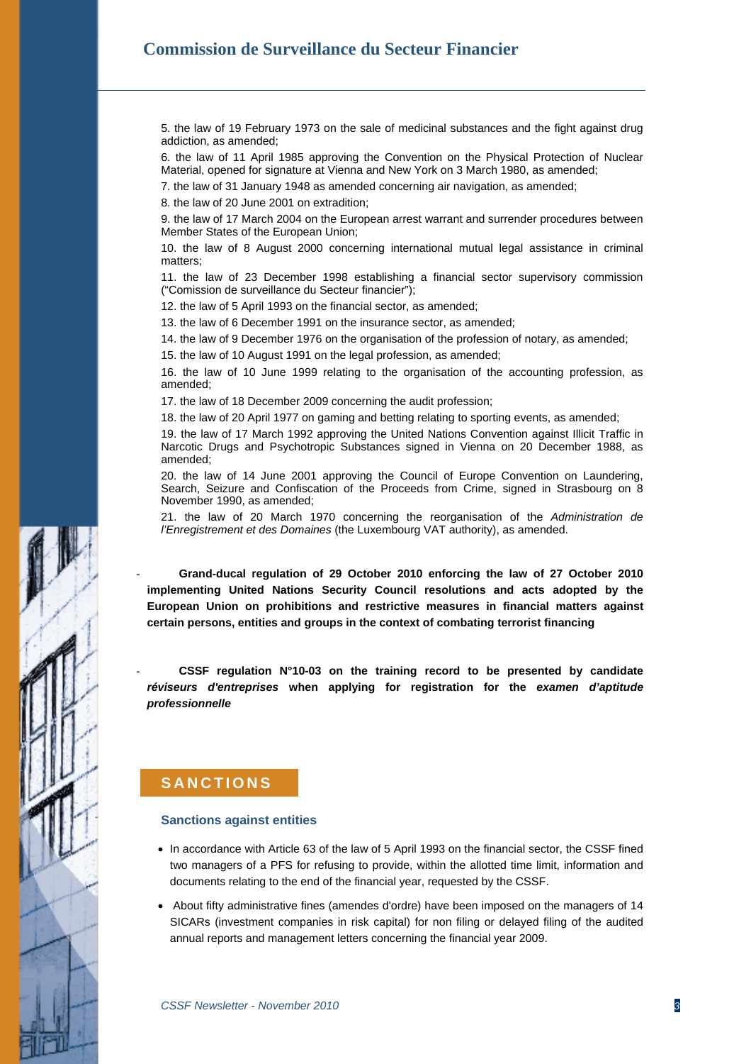5. the law of 19 February 1973 on the sale of medicinal substances and the fight against drug addiction, as amended;

6. the law of 11 April 1985 approving the Convention on the Physical Protection of Nuclear Material, opened for signature at Vienna and New York on 3 March 1980, as amended;

7. the law of 31 January 1948 as amended concerning air navigation, as amended;

8. the law of 20 June 2001 on extradition;

9. the law of 17 March 2004 on the European arrest warrant and surrender procedures between Member States of the European Union;

10. the law of 8 August 2000 concerning international mutual legal assistance in criminal matters;

11. the law of 23 December 1998 establishing a financial sector supervisory commission ("Comission de surveillance du Secteur financier");

12. the law of 5 April 1993 on the financial sector, as amended;

13. the law of 6 December 1991 on the insurance sector, as amended;

14. the law of 9 December 1976 on the organisation of the profession of notary, as amended;

15. the law of 10 August 1991 on the legal profession, as amended;

16. the law of 10 June 1999 relating to the organisation of the accounting profession, as amended;

17. the law of 18 December 2009 concerning the audit profession;

18. the law of 20 April 1977 on gaming and betting relating to sporting events, as amended;

19. the law of 17 March 1992 approving the United Nations Convention against Illicit Traffic in Narcotic Drugs and Psychotropic Substances signed in Vienna on 20 December 1988, as amended;

20. the law of 14 June 2001 approving the Council of Europe Convention on Laundering, Search, Seizure and Confiscation of the Proceeds from Crime, signed in Strasbourg on 8 November 1990, as amended;

21. the law of 20 March 1970 concerning the reorganisation of the *Administration de l'Enregistrement et des Domaines* (the Luxembourg VAT authority), as amended.

- **Grand-ducal regulation of 29 October 2010 enforcing the law of 27 October 2010 implementing United Nations Security Council resolutions and acts adopted by the European Union on prohibitions and restrictive measures in financial matters against certain persons, entities and groups in the context of combating terrorist financing**

- **CSSF regulation N°10-03 on the training record to be presented by candidate *réviseurs d'entreprises* when applying for registration for the *examen d'aptitude professionnelle***

## SANCTIONS

### Sanctions against entities

- In accordance with Article 63 of the law of 5 April 1993 on the financial sector, the CSSF fined two managers of a PFS for refusing to provide, within the allotted time limit, information and documents relating to the end of the financial year, requested by the CSSF.
- About fifty administrative fines (amendes d'ordre) have been imposed on the managers of 14 SICARs (investment companies in risk capital) for non filing or delayed filing of the audited annual reports and management letters concerning the financial year 2009.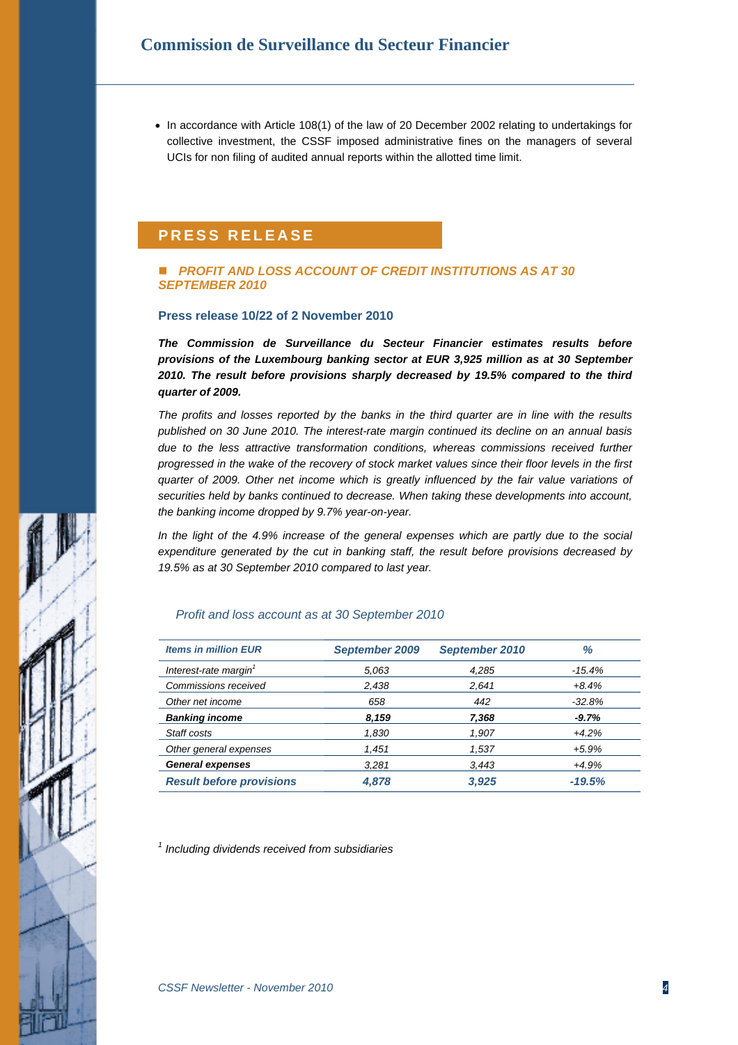- In accordance with Article 108(1) of the law of 20 December 2002 relating to undertakings for collective investment, the CSSF imposed administrative fines on the managers of several UCIs for non filing of audited annual reports within the allotted time limit.

## PRESS RELEASE

### ■ *PROFIT AND LOSS ACCOUNT OF CREDIT INSTITUTIONS AS AT 30 SEPTEMBER 2010*

**Press release 10/22 of 2 November 2010**

***The Commission de Surveillance du Secteur Financier estimates results before provisions of the Luxembourg banking sector at EUR 3,925 million as at 30 September 2010. The result before provisions sharply decreased by 19.5% compared to the third quarter of 2009.***

*The profits and losses reported by the banks in the third quarter are in line with the results published on 30 June 2010. The interest-rate margin continued its decline on an annual basis due to the less attractive transformation conditions, whereas commissions received further progressed in the wake of the recovery of stock market values since their floor levels in the first quarter of 2009. Other net income which is greatly influenced by the fair value variations of securities held by banks continued to decrease. When taking these developments into account, the banking income dropped by 9.7% year-on-year.*

*In the light of the 4.9% increase of the general expenses which are partly due to the social expenditure generated by the cut in banking staff, the result before provisions decreased by 19.5% as at 30 September 2010 compared to last year.*

*Profit and loss account as at 30 September 2010*

| ***Items in million EUR*** | ***September 2009*** | ***September 2010*** | ***%*** |
|---|---|---|---|
| *Interest-rate margin*[1] | *5,063* | *4,285* | *-15.4%* |
| *Commissions received* | *2,438* | *2,641* | *+8.4%* |
| *Other net income* | *658* | *442* | *-32.8%* |
| ***Banking income*** | ***8,159*** | ***7,368*** | ***-9.7%*** |
| *Staff costs* | *1,830* | *1,907* | *+4.2%* |
| *Other general expenses* | *1,451* | *1,537* | *+5.9%* |
| ***General expenses*** | ***3,281*** | ***3,443*** | ***+4.9%*** |
| ***Result before provisions*** | ***4,878*** | ***3,925*** | ***-19.5%*** |

[1] *Including dividends received from subsidiaries*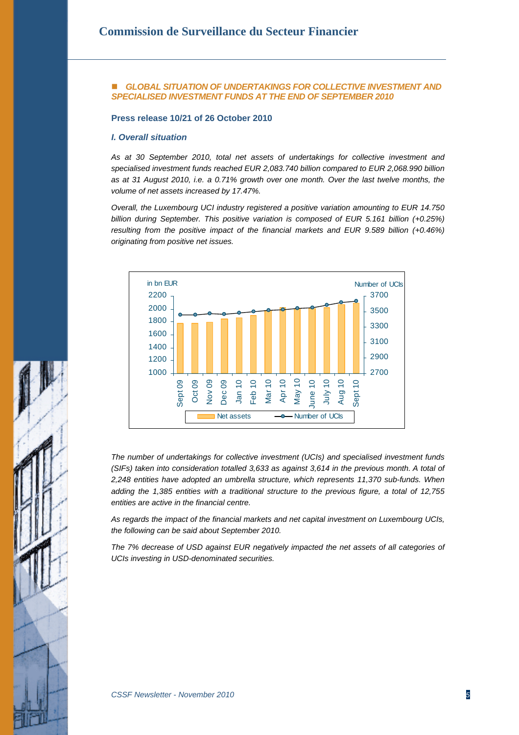## GLOBAL SITUATION OF UNDERTAKINGS FOR COLLECTIVE INVESTMENT AND SPECIALISED INVESTMENT FUNDS AT THE END OF SEPTEMBER 2010

**Press release 10/21 of 26 October 2010**

### *I. Overall situation*

*As at 30 September 2010, total net assets of undertakings for collective investment and specialised investment funds reached EUR 2,083.740 billion compared to EUR 2,068.990 billion as at 31 August 2010, i.e. a 0.71% growth over one month. Over the last twelve months, the volume of net assets increased by 17.47%.*

*Overall, the Luxembourg UCI industry registered a positive variation amounting to EUR 14.750 billion during September. This positive variation is composed of EUR 5.161 billion (+0.25%) resulting from the positive impact of the financial markets and EUR 9.589 billion (+0.46%) originating from positive net issues.*

in bn EUR | Number of UCIs

Sept 09, Oct 09, Nov 09, Dec 09, Jan 10, Feb 10, Mar 10, Apr 10, May 10, June 10, July 10, Aug 10, Sept 10

Net assets — Number of UCIs

*The number of undertakings for collective investment (UCIs) and specialised investment funds (SIFs) taken into consideration totalled 3,633 as against 3,614 in the previous month. A total of 2,248 entities have adopted an umbrella structure, which represents 11,370 sub-funds. When adding the 1,385 entities with a traditional structure to the previous figure, a total of 12,755 entities are active in the financial centre.*

*As regards the impact of the financial markets and net capital investment on Luxembourg UCIs, the following can be said about September 2010.*

*The 7% decrease of USD against EUR negatively impacted the net assets of all categories of UCIs investing in USD-denominated securities.*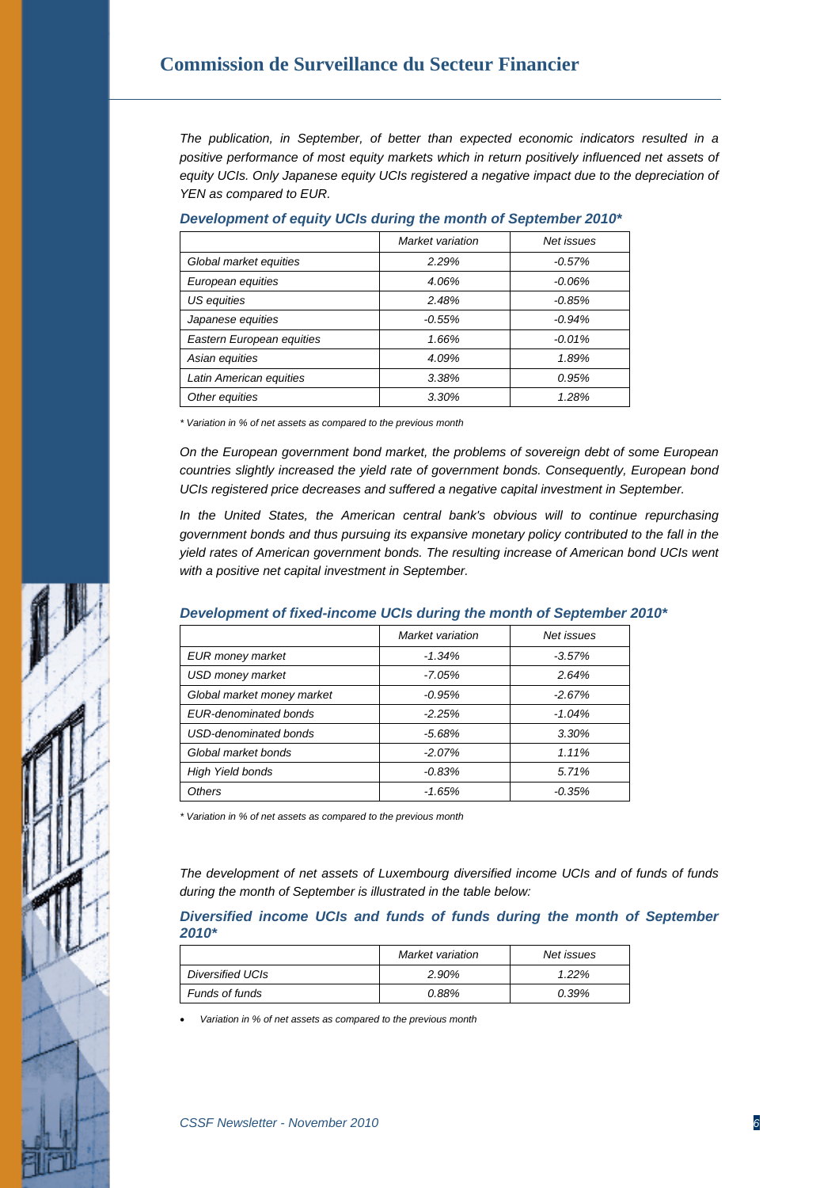*The publication, in September, of better than expected economic indicators resulted in a positive performance of most equity markets which in return positively influenced net assets of equity UCIs. Only Japanese equity UCIs registered a negative impact due to the depreciation of YEN as compared to EUR.*

***Development of equity UCIs during the month of September 2010****

| | Market variation | Net issues |
|---|---|---|
| Global market equities | 2.29% | -0.57% |
| European equities | 4.06% | -0.06% |
| US equities | 2.48% | -0.85% |
| Japanese equities | -0.55% | -0.94% |
| Eastern European equities | 1.66% | -0.01% |
| Asian equities | 4.09% | 1.89% |
| Latin American equities | 3.38% | 0.95% |
| Other equities | 3.30% | 1.28% |

*\* Variation in % of net assets as compared to the previous month*

*On the European government bond market, the problems of sovereign debt of some European countries slightly increased the yield rate of government bonds. Consequently, European bond UCIs registered price decreases and suffered a negative capital investment in September.*

*In the United States, the American central bank's obvious will to continue repurchasing government bonds and thus pursuing its expansive monetary policy contributed to the fall in the yield rates of American government bonds. The resulting increase of American bond UCIs went with a positive net capital investment in September.*

***Development of fixed-income UCIs during the month of September 2010****

| | Market variation | Net issues |
|---|---|---|
| EUR money market | -1.34% | -3.57% |
| USD money market | -7.05% | 2.64% |
| Global market money market | -0.95% | -2.67% |
| EUR-denominated bonds | -2.25% | -1.04% |
| USD-denominated bonds | -5.68% | 3.30% |
| Global market bonds | -2.07% | 1.11% |
| High Yield bonds | -0.83% | 5.71% |
| Others | -1.65% | -0.35% |

*\* Variation in % of net assets as compared to the previous month*

*The development of net assets of Luxembourg diversified income UCIs and of funds of funds during the month of September is illustrated in the table below:*

***Diversified income UCIs and funds of funds during the month of September 2010****

| | Market variation | Net issues |
|---|---|---|
| Diversified UCIs | 2.90% | 1.22% |
| Funds of funds | 0.88% | 0.39% |

- *Variation in % of net assets as compared to the previous month*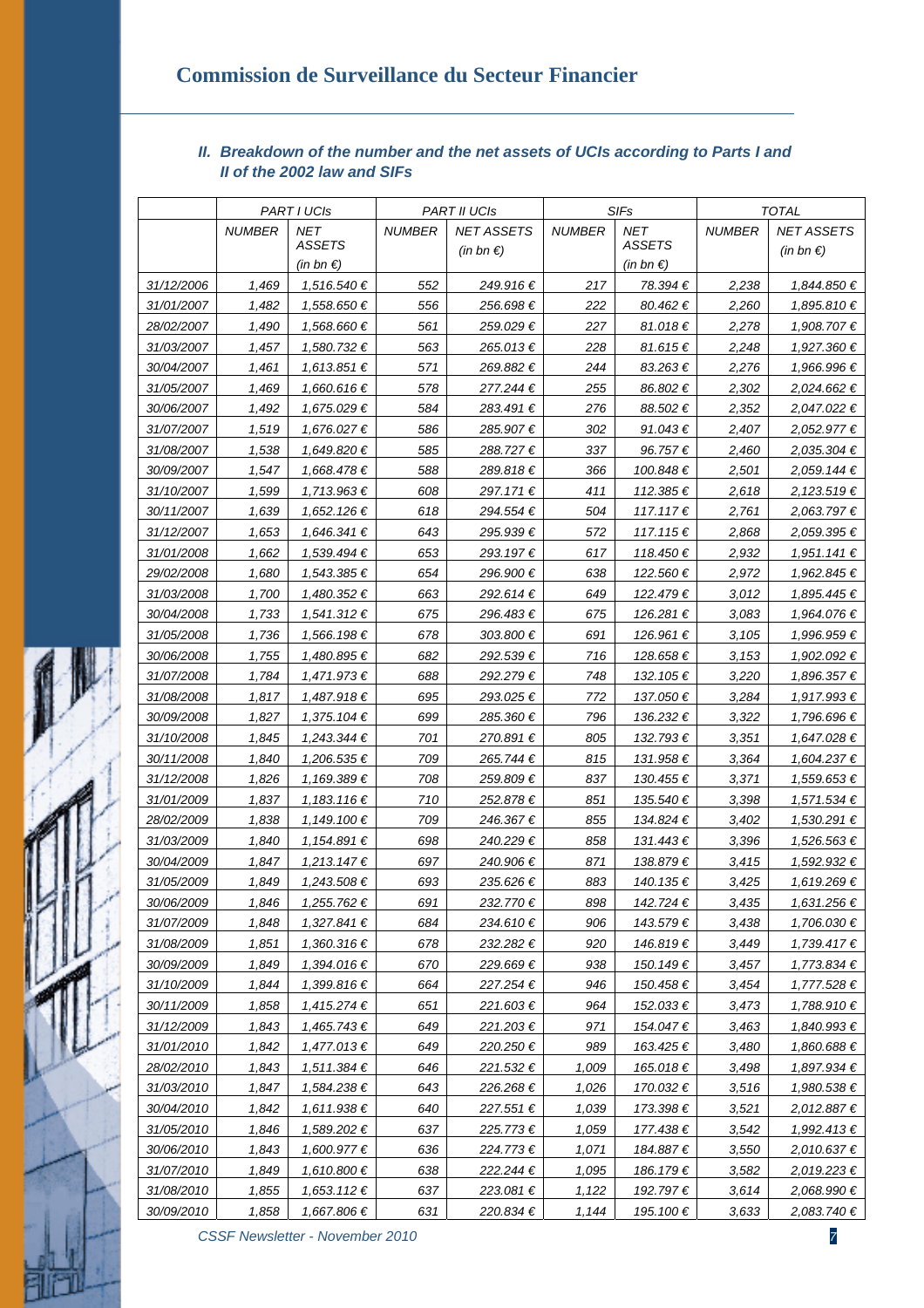### *II. Breakdown of the number and the net assets of UCIs according to Parts I and II of the 2002 law and SIFs*

| | *PART I UCIs* | | *PART II UCIs* | | *SIFs* | | *TOTAL* | |
|---|---|---|---|---|---|---|---|---|
| | *NUMBER* | *NET ASSETS (in bn €)* | *NUMBER* | *NET ASSETS (in bn €)* | *NUMBER* | *NET ASSETS (in bn €)* | *NUMBER* | *NET ASSETS (in bn €)* |
| *31/12/2006* | *1,469* | *1,516.540 €* | *552* | *249.916 €* | *217* | *78.394 €* | *2,238* | *1,844.850 €* |
| *31/01/2007* | *1,482* | *1,558.650 €* | *556* | *256.698 €* | *222* | *80.462 €* | *2,260* | *1,895.810 €* |
| *28/02/2007* | *1,490* | *1,568.660 €* | *561* | *259.029 €* | *227* | *81.018 €* | *2,278* | *1,908.707 €* |
| *31/03/2007* | *1,457* | *1,580.732 €* | *563* | *265.013 €* | *228* | *81.615 €* | *2,248* | *1,927.360 €* |
| *30/04/2007* | *1,461* | *1,613.851 €* | *571* | *269.882 €* | *244* | *83.263 €* | *2,276* | *1,966.996 €* |
| *31/05/2007* | *1,469* | *1,660.616 €* | *578* | *277.244 €* | *255* | *86.802 €* | *2,302* | *2,024.662 €* |
| *30/06/2007* | *1,492* | *1,675.029 €* | *584* | *283.491 €* | *276* | *88.502 €* | *2,352* | *2,047.022 €* |
| *31/07/2007* | *1,519* | *1,676.027 €* | *586* | *285.907 €* | *302* | *91.043 €* | *2,407* | *2,052.977 €* |
| *31/08/2007* | *1,538* | *1,649.820 €* | *585* | *288.727 €* | *337* | *96.757 €* | *2,460* | *2,035.304 €* |
| *30/09/2007* | *1,547* | *1,668.478 €* | *588* | *289.818 €* | *366* | *100.848 €* | *2,501* | *2,059.144 €* |
| *31/10/2007* | *1,599* | *1,713.963 €* | *608* | *297.171 €* | *411* | *112.385 €* | *2,618* | *2,123.519 €* |
| *30/11/2007* | *1,639* | *1,652.126 €* | *618* | *294.554 €* | *504* | *117.117 €* | *2,761* | *2,063.797 €* |
| *31/12/2007* | *1,653* | *1,646.341 €* | *643* | *295.939 €* | *572* | *117.115 €* | *2,868* | *2,059.395 €* |
| *31/01/2008* | *1,662* | *1,539.494 €* | *653* | *293.197 €* | *617* | *118.450 €* | *2,932* | *1,951.141 €* |
| *29/02/2008* | *1,680* | *1,543.385 €* | *654* | *296.900 €* | *638* | *122.560 €* | *2,972* | *1,962.845 €* |
| *31/03/2008* | *1,700* | *1,480.352 €* | *663* | *292.614 €* | *649* | *122.479 €* | *3,012* | *1,895.445 €* |
| *30/04/2008* | *1,733* | *1,541.312 €* | *675* | *296.483 €* | *675* | *126.281 €* | *3,083* | *1,964.076 €* |
| *31/05/2008* | *1,736* | *1,566.198 €* | *678* | *303.800 €* | *691* | *126.961 €* | *3,105* | *1,996.959 €* |
| *30/06/2008* | *1,755* | *1,480.895 €* | *682* | *292.539 €* | *716* | *128.658 €* | *3,153* | *1,902.092 €* |
| *31/07/2008* | *1,784* | *1,471.973 €* | *688* | *292.279 €* | *748* | *132.105 €* | *3,220* | *1,896.357 €* |
| *31/08/2008* | *1,817* | *1,487.918 €* | *695* | *293.025 €* | *772* | *137.050 €* | *3,284* | *1,917.993 €* |
| *30/09/2008* | *1,827* | *1,375.104 €* | *699* | *285.360 €* | *796* | *136.232 €* | *3,322* | *1,796.696 €* |
| *31/10/2008* | *1,845* | *1,243.344 €* | *701* | *270.891 €* | *805* | *132.793 €* | *3,351* | *1,647.028 €* |
| *30/11/2008* | *1,840* | *1,206.535 €* | *709* | *265.744 €* | *815* | *131.958 €* | *3,364* | *1,604.237 €* |
| *31/12/2008* | *1,826* | *1,169.389 €* | *708* | *259.809 €* | *837* | *130.455 €* | *3,371* | *1,559.653 €* |
| *31/01/2009* | *1,837* | *1,183.116 €* | *710* | *252.878 €* | *851* | *135.540 €* | *3,398* | *1,571.534 €* |
| *28/02/2009* | *1,838* | *1,149.100 €* | *709* | *246.367 €* | *855* | *134.824 €* | *3,402* | *1,530.291 €* |
| *31/03/2009* | *1,840* | *1,154.891 €* | *698* | *240.229 €* | *858* | *131.443 €* | *3,396* | *1,526.563 €* |
| *30/04/2009* | *1,847* | *1,213.147 €* | *697* | *240.906 €* | *871* | *138.879 €* | *3,415* | *1,592.932 €* |
| *31/05/2009* | *1,849* | *1,243.508 €* | *693* | *235.626 €* | *883* | *140.135 €* | *3,425* | *1,619.269 €* |
| *30/06/2009* | *1,846* | *1,255.762 €* | *691* | *232.770 €* | *898* | *142.724 €* | *3,435* | *1,631.256 €* |
| *31/07/2009* | *1,848* | *1,327.841 €* | *684* | *234.610 €* | *906* | *143.579 €* | *3,438* | *1,706.030 €* |
| *31/08/2009* | *1,851* | *1,360.316 €* | *678* | *232.282 €* | *920* | *146.819 €* | *3,449* | *1,739.417 €* |
| *30/09/2009* | *1,849* | *1,394.016 €* | *670* | *229.669 €* | *938* | *150.149 €* | *3,457* | *1,773.834 €* |
| *31/10/2009* | *1,844* | *1,399.816 €* | *664* | *227.254 €* | *946* | *150.458 €* | *3,454* | *1,777.528 €* |
| *30/11/2009* | *1,858* | *1,415.274 €* | *651* | *221.603 €* | *964* | *152.033 €* | *3,473* | *1,788.910 €* |
| *31/12/2009* | *1,843* | *1,465.743 €* | *649* | *221.203 €* | *971* | *154.047 €* | *3,463* | *1,840.993 €* |
| *31/01/2010* | *1,842* | *1,477.013 €* | *649* | *220.250 €* | *989* | *163.425 €* | *3,480* | *1,860.688 €* |
| *28/02/2010* | *1,843* | *1,511.384 €* | *646* | *221.532 €* | *1,009* | *165.018 €* | *3,498* | *1,897.934 €* |
| *31/03/2010* | *1,847* | *1,584.238 €* | *643* | *226.268 €* | *1,026* | *170.032 €* | *3,516* | *1,980.538 €* |
| *30/04/2010* | *1,842* | *1,611.938 €* | *640* | *227.551 €* | *1,039* | *173.398 €* | *3,521* | *2,012.887 €* |
| *31/05/2010* | *1,846* | *1,589.202 €* | *637* | *225.773 €* | *1,059* | *177.438 €* | *3,542* | *1,992.413 €* |
| *30/06/2010* | *1,843* | *1,600.977 €* | *636* | *224.773 €* | *1,071* | *184.887 €* | *3,550* | *2,010.637 €* |
| *31/07/2010* | *1,849* | *1,610.800 €* | *638* | *222.244 €* | *1,095* | *186.179 €* | *3,582* | *2,019.223 €* |
| *31/08/2010* | *1,855* | *1,653.112 €* | *637* | *223.081 €* | *1,122* | *192.797 €* | *3,614* | *2,068.990 €* |
| *30/09/2010* | *1,858* | *1,667.806 €* | *631* | *220.834 €* | *1,144* | *195.100 €* | *3,633* | *2,083.740 €* |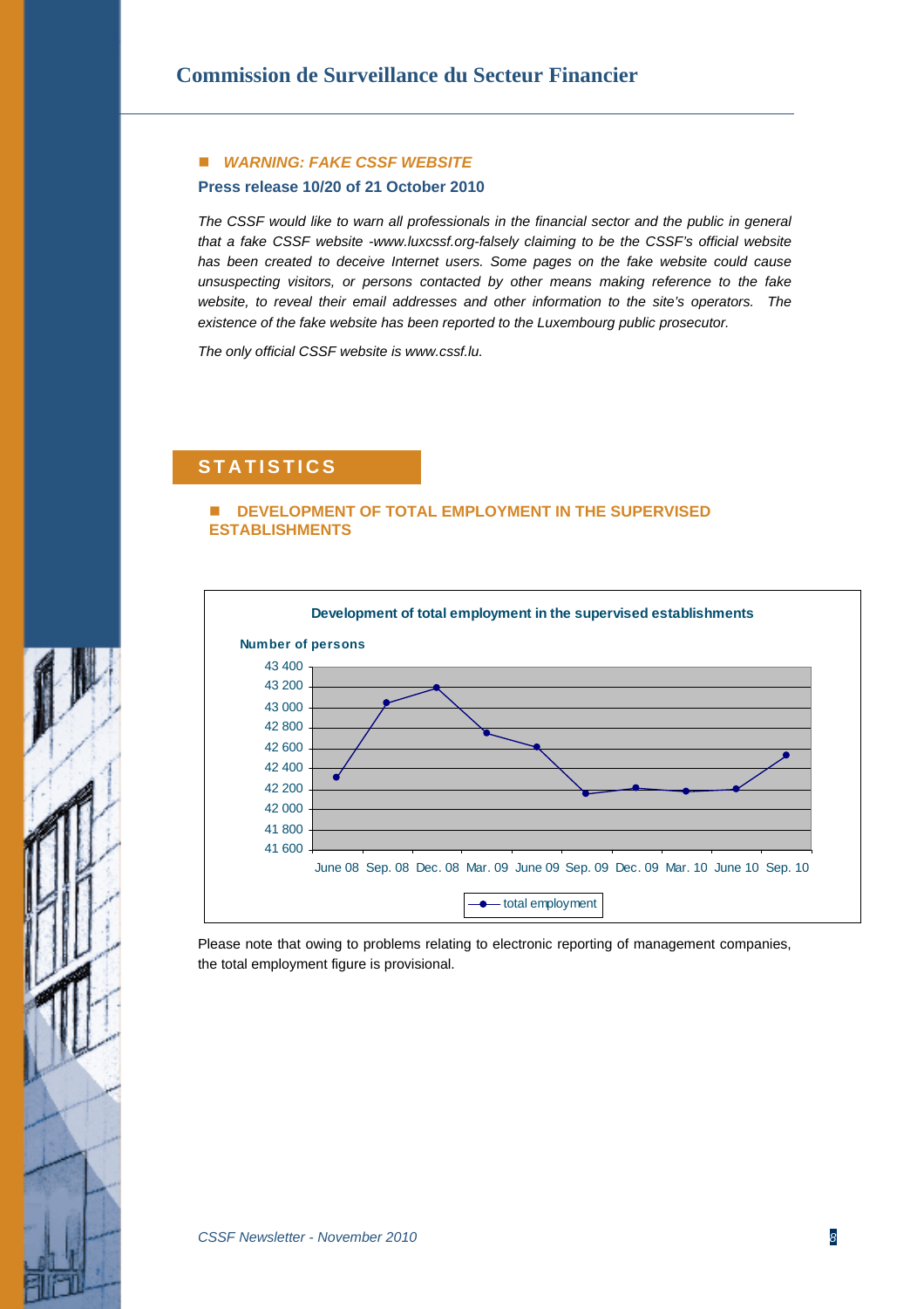## WARNING: FAKE CSSF WEBSITE

**Press release 10/20 of 21 October 2010**

*The CSSF would like to warn all professionals in the financial sector and the public in general that a fake CSSF website -www.luxcssf.org-falsely claiming to be the CSSF's official website has been created to deceive Internet users. Some pages on the fake website could cause unsuspecting visitors, or persons contacted by other means making reference to the fake website, to reveal their email addresses and other information to the site's operators. The existence of the fake website has been reported to the Luxembourg public prosecutor.*

*The only official CSSF website is www.cssf.lu.*

# STATISTICS

## DEVELOPMENT OF TOTAL EMPLOYMENT IN THE SUPERVISED ESTABLISHMENTS

**Development of total employment in the supervised establishments**

Number of persons

Chart: total employment, June 08 to Sep. 10 (y-axis from 41 600 to 43 400)

Please note that owing to problems relating to electronic reporting of management companies, the total employment figure is provisional.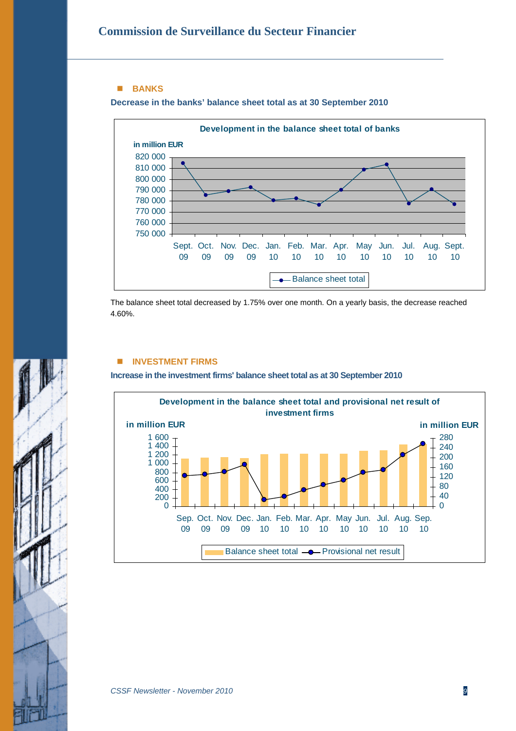## BANKS

**Decrease in the banks' balance sheet total as at 30 September 2010**

The balance sheet total decreased by 1.75% over one month. On a yearly basis, the decrease reached 4.60%.

## INVESTMENT FIRMS

**Increase in the investment firms' balance sheet total as at 30 September 2010**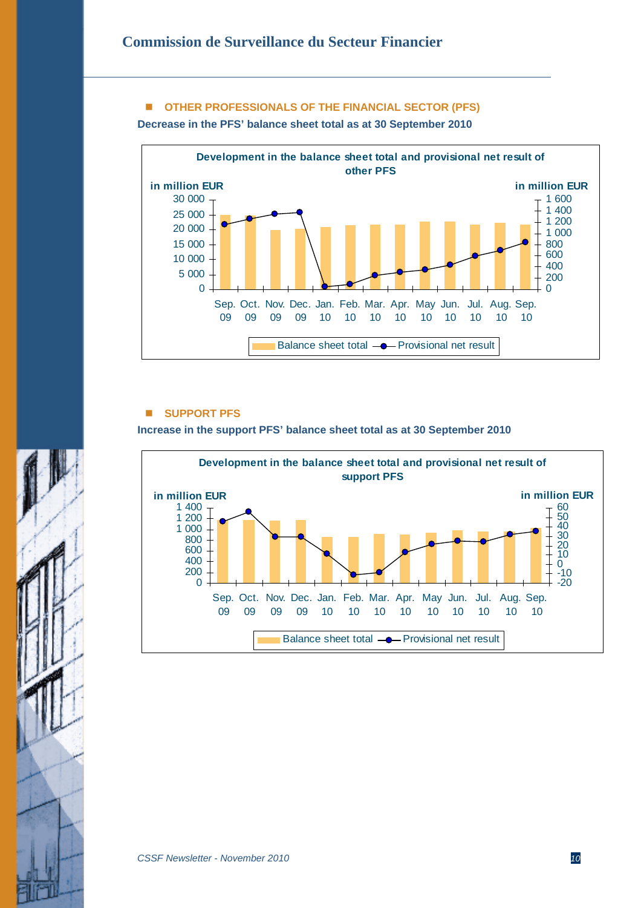## OTHER PROFESSIONALS OF THE FINANCIAL SECTOR (PFS)

**Decrease in the PFS' balance sheet total as at 30 September 2010**

**Development in the balance sheet total and provisional net result of other PFS**

in million EUR (left axis: 0 – 30 000; right axis: 0 – 1 600)

Sep. 09, Oct. 09, Nov. 09, Dec. 09, Jan. 10, Feb. 10, Mar. 10, Apr. 10, May 10, Jun. 10, Jul. 10, Aug. 10, Sep. 10

Balance sheet total — Provisional net result

## SUPPORT PFS

**Increase in the support PFS' balance sheet total as at 30 September 2010**

**Development in the balance sheet total and provisional net result of support PFS**

in million EUR (left axis: 0 – 1 400; right axis: -20 – 60)

Sep. 09, Oct. 09, Nov. 09, Dec. 09, Jan. 10, Feb. 10, Mar. 10, Apr. 10, May 10, Jun. 10, Jul. 10, Aug. 10, Sep. 10

Balance sheet total — Provisional net result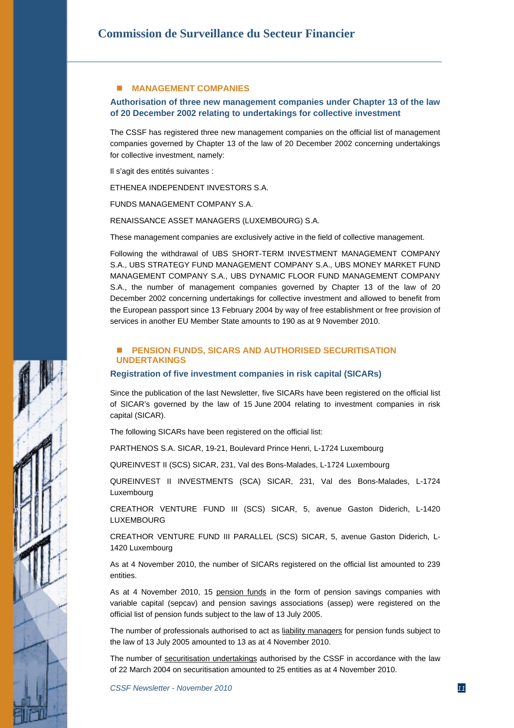## MANAGEMENT COMPANIES

### Authorisation of three new management companies under Chapter 13 of the law of 20 December 2002 relating to undertakings for collective investment

The CSSF has registered three new management companies on the official list of management companies governed by Chapter 13 of the law of 20 December 2002 concerning undertakings for collective investment, namely:

Il s'agit des entités suivantes :

ETHENEA INDEPENDENT INVESTORS S.A.

FUNDS MANAGEMENT COMPANY S.A.

RENAISSANCE ASSET MANAGERS (LUXEMBOURG) S.A.

These management companies are exclusively active in the field of collective management.

Following the withdrawal of UBS SHORT-TERM INVESTMENT MANAGEMENT COMPANY S.A., UBS STRATEGY FUND MANAGEMENT COMPANY S.A., UBS MONEY MARKET FUND MANAGEMENT COMPANY S.A., UBS DYNAMIC FLOOR FUND MANAGEMENT COMPANY S.A., the number of management companies governed by Chapter 13 of the law of 20 December 2002 concerning undertakings for collective investment and allowed to benefit from the European passport since 13 February 2004 by way of free establishment or free provision of services in another EU Member State amounts to 190 as at 9 November 2010.

## PENSION FUNDS, SICARS AND AUTHORISED SECURITISATION UNDERTAKINGS

### Registration of five investment companies in risk capital (SICARs)

Since the publication of the last Newsletter, five SICARs have been registered on the official list of SICAR's governed by the law of 15 June 2004 relating to investment companies in risk capital (SICAR).

The following SICARs have been registered on the official list:

PARTHENOS S.A. SICAR, 19-21, Boulevard Prince Henri, L-1724 Luxembourg

QUREINVEST II (SCS) SICAR, 231, Val des Bons-Malades, L-1724 Luxembourg

QUREINVEST II INVESTMENTS (SCA) SICAR, 231, Val des Bons-Malades, L-1724 Luxembourg

CREATHOR VENTURE FUND III (SCS) SICAR, 5, avenue Gaston Diderich, L-1420 LUXEMBOURG

CREATHOR VENTURE FUND III PARALLEL (SCS) SICAR, 5, avenue Gaston Diderich, L-1420 Luxembourg

As at 4 November 2010, the number of SICARs registered on the official list amounted to 239 entities.

As at 4 November 2010, 15 pension funds in the form of pension savings companies with variable capital (sepcav) and pension savings associations (assep) were registered on the official list of pension funds subject to the law of 13 July 2005.

The number of professionals authorised to act as liability managers for pension funds subject to the law of 13 July 2005 amounted to 13 as at 4 November 2010.

The number of securitisation undertakings authorised by the CSSF in accordance with the law of 22 March 2004 on securitisation amounted to 25 entities as at 4 November 2010.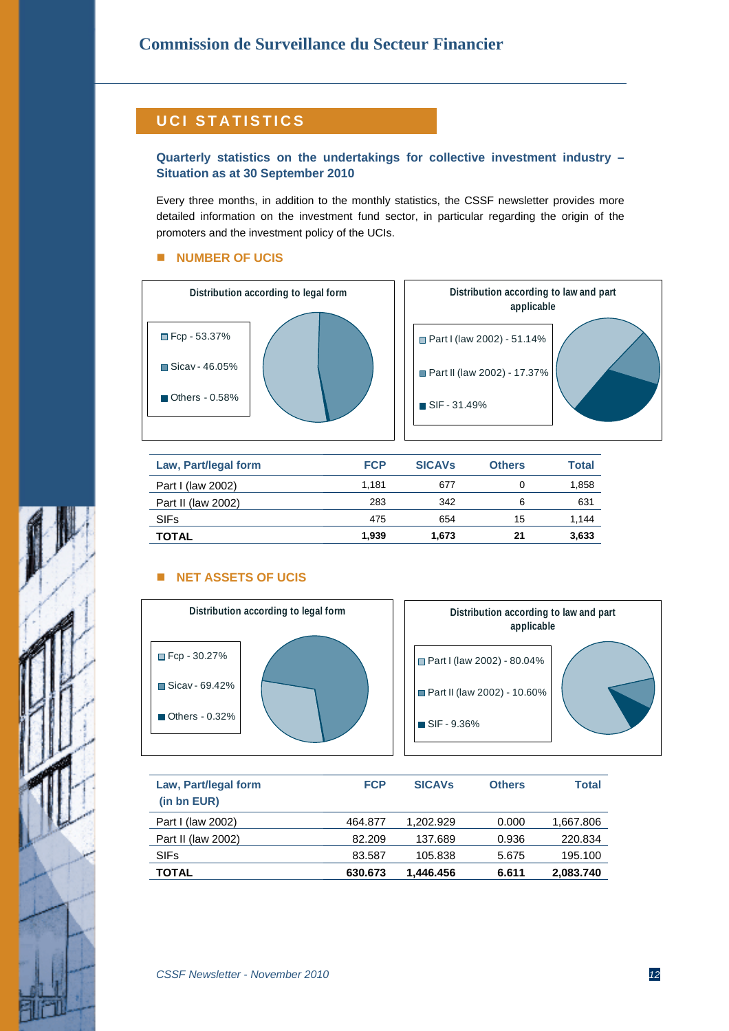## UCI STATISTICS

### Quarterly statistics on the undertakings for collective investment industry – Situation as at 30 September 2010

Every three months, in addition to the monthly statistics, the CSSF newsletter provides more detailed information on the investment fund sector, in particular regarding the origin of the promoters and the investment policy of the UCIs.

### NUMBER OF UCIS

**Distribution according to legal form**

- Fcp - 53.37%
- Sicav - 46.05%
- Others - 0.58%

**Distribution according to law and part applicable**

- Part I (law 2002) - 51.14%
- Part II (law 2002) - 17.37%
- SIF - 31.49%

| Law, Part/legal form | FCP | SICAVs | Others | Total |
|---|---|---|---|---|
| Part I (law 2002) | 1,181 | 677 | 0 | 1,858 |
| Part II (law 2002) | 283 | 342 | 6 | 631 |
| SIFs | 475 | 654 | 15 | 1,144 |
| **TOTAL** | **1,939** | **1,673** | **21** | **3,633** |

### NET ASSETS OF UCIS

**Distribution according to legal form**

- Fcp - 30.27%
- Sicav - 69.42%
- Others - 0.32%

**Distribution according to law and part applicable**

- Part I (law 2002) - 80.04%
- Part II (law 2002) - 10.60%
- SIF - 9.36%

| Law, Part/legal form (in bn EUR) | FCP | SICAVs | Others | Total |
|---|---|---|---|---|
| Part I (law 2002) | 464.877 | 1,202.929 | 0.000 | 1,667.806 |
| Part II (law 2002) | 82.209 | 137.689 | 0.936 | 220.834 |
| SIFs | 83.587 | 105.838 | 5.675 | 195.100 |
| **TOTAL** | **630.673** | **1,446.456** | **6.611** | **2,083.740** |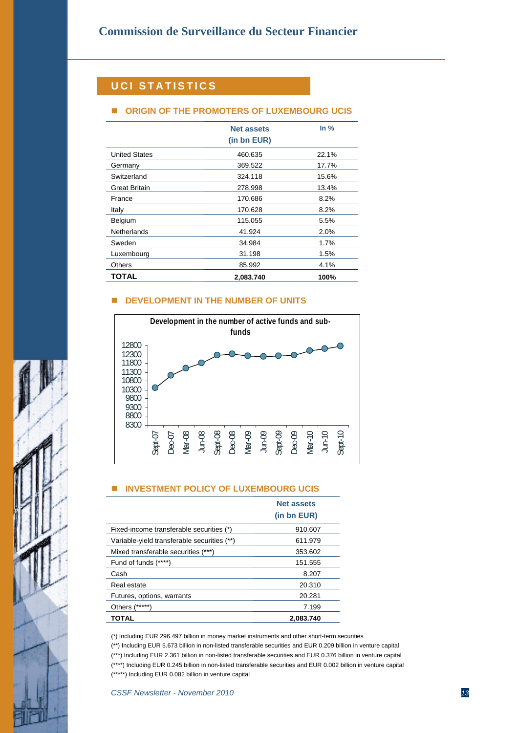## UCI STATISTICS

### ORIGIN OF THE PROMOTERS OF LUXEMBOURG UCIS

| | Net assets (in bn EUR) | In % |
|---|---|---|
| United States | 460.635 | 22.1% |
| Germany | 369.522 | 17.7% |
| Switzerland | 324.118 | 15.6% |
| Great Britain | 278.998 | 13.4% |
| France | 170.686 | 8.2% |
| Italy | 170.628 | 8.2% |
| Belgium | 115.055 | 5.5% |
| Netherlands | 41.924 | 2.0% |
| Sweden | 34.984 | 1.7% |
| Luxembourg | 31.198 | 1.5% |
| Others | 85.992 | 4.1% |
| **TOTAL** | **2,083.740** | **100%** |

### DEVELOPMENT IN THE NUMBER OF UNITS

Development in the number of active funds and sub-funds

(Chart: y-axis 8300–12800; x-axis Sept-07, Dec-07, Mar-08, Jun-08, Sept-08, Dec-08, Mar-09, Jun-09, Sept-09, Dec-09, Mar-10, Jun-10, Sept-10)

### INVESTMENT POLICY OF LUXEMBOURG UCIS

| | Net assets (in bn EUR) |
|---|---|
| Fixed-income transferable securities (*) | 910.607 |
| Variable-yield transferable securities (**) | 611.979 |
| Mixed transferable securities (***) | 353.602 |
| Fund of funds (****) | 151.555 |
| Cash | 8.207 |
| Real estate | 20.310 |
| Futures, options, warrants | 20.281 |
| Others (*****) | 7.199 |
| **TOTAL** | **2,083.740** |

(*) Including EUR 296.497 billion in money market instruments and other short-term securities

(**) Including EUR 5.673 billion in non-listed transferable securities and EUR 0.209 billion in venture capital

(***) Including EUR 2.361 billion in non-listed transferable securities and EUR 0.376 billion in venture capital

(****) Including EUR 0.245 billion in non-listed transferable securities and EUR 0.002 billion in venture capital

(*****) Including EUR 0.082 billion in venture capital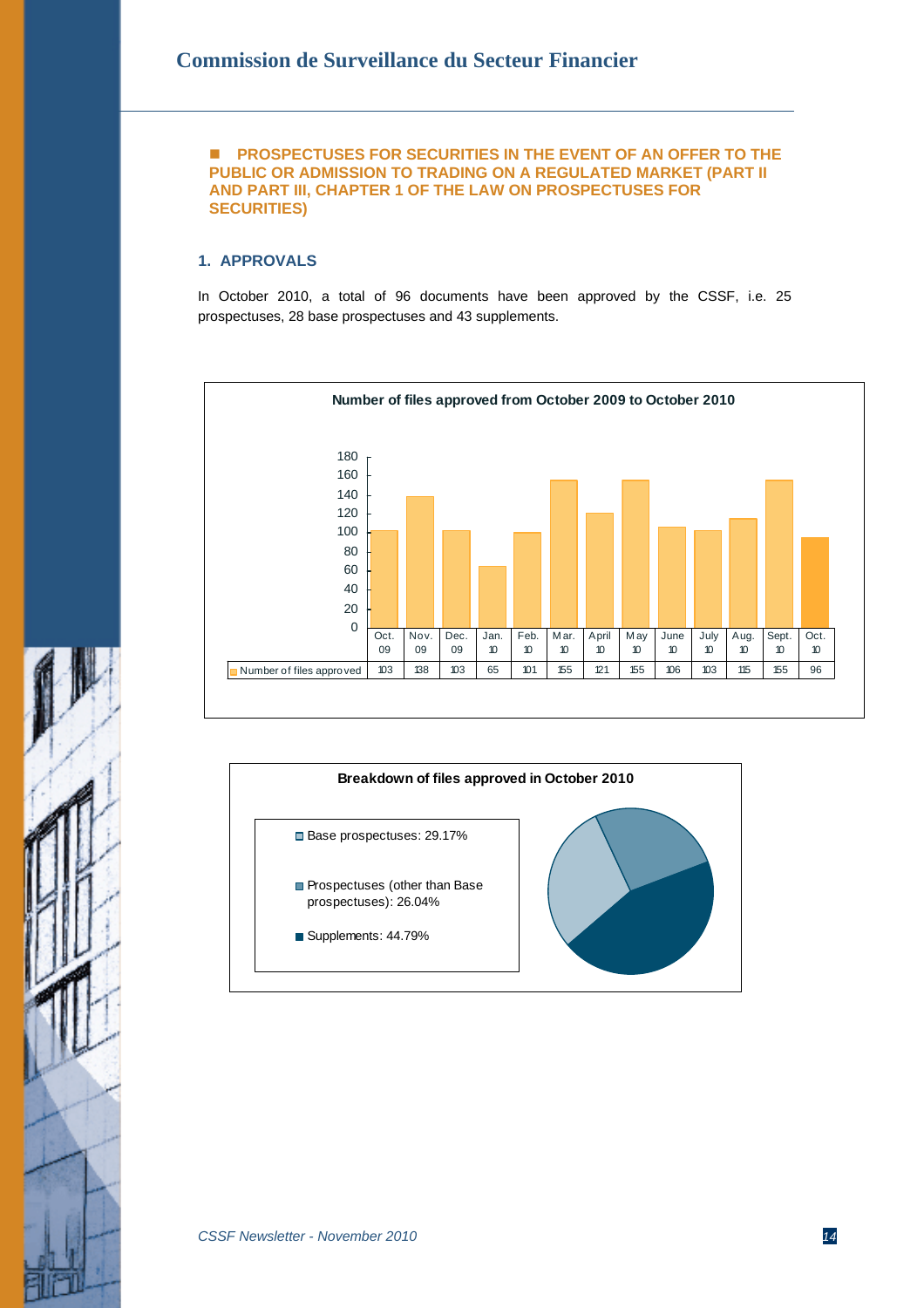## PROSPECTUSES FOR SECURITIES IN THE EVENT OF AN OFFER TO THE PUBLIC OR ADMISSION TO TRADING ON A REGULATED MARKET (PART II AND PART III, CHAPTER 1 OF THE LAW ON PROSPECTUSES FOR SECURITIES)

### 1. APPROVALS

In October 2010, a total of 96 documents have been approved by the CSSF, i.e. 25 prospectuses, 28 base prospectuses and 43 supplements.

**Number of files approved from October 2009 to October 2010**

| | Oct. 09 | Nov. 09 | Dec. 09 | Jan. 10 | Feb. 10 | Mar. 10 | April 10 | May 10 | June 10 | July 10 | Aug. 10 | Sept. 10 | Oct. 10 |
|---|---|---|---|---|---|---|---|---|---|---|---|---|---|
| Number of files approved | 103 | 138 | 103 | 65 | 101 | 155 | 121 | 155 | 106 | 103 | 115 | 155 | 96 |

**Breakdown of files approved in October 2010**

- Base prospectuses: 29.17%
- Prospectuses (other than Base prospectuses): 26.04%
- Supplements: 44.79%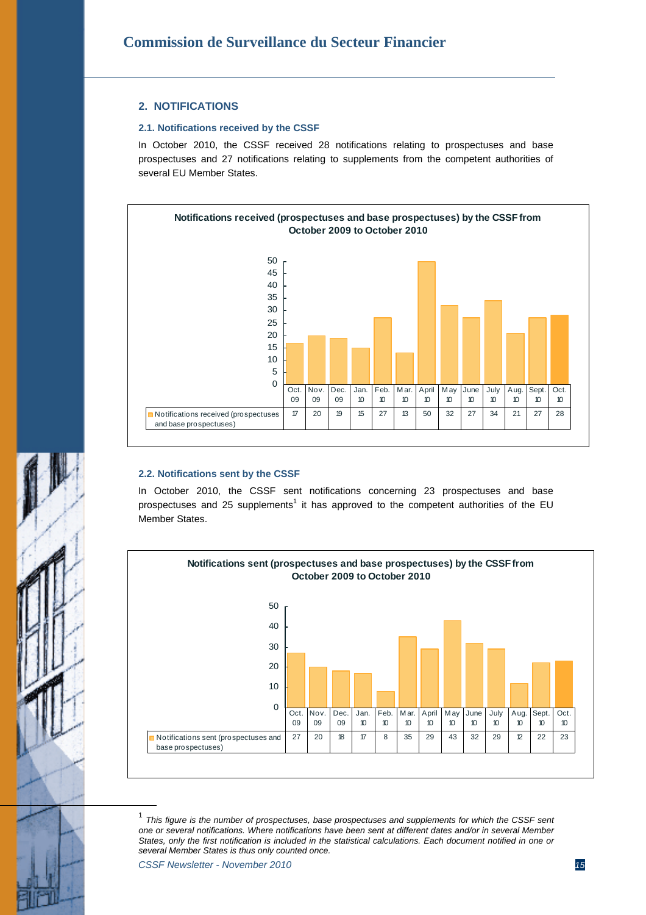## 2. NOTIFICATIONS

### 2.1. Notifications received by the CSSF

In October 2010, the CSSF received 28 notifications relating to prospectuses and base prospectuses and 27 notifications relating to supplements from the competent authorities of several EU Member States.

**Notifications received (prospectuses and base prospectuses) by the CSSF from October 2009 to October 2010**

| | Oct. 09 | Nov. 09 | Dec. 09 | Jan. 10 | Feb. 10 | Mar. 10 | April 10 | May 10 | June 10 | July 10 | Aug. 10 | Sept. 10 | Oct. 10 |
|---|---|---|---|---|---|---|---|---|---|---|---|---|---|
| Notifications received (prospectuses and base prospectuses) | 17 | 20 | 19 | 15 | 27 | 13 | 50 | 32 | 27 | 34 | 21 | 27 | 28 |

### 2.2. Notifications sent by the CSSF

In October 2010, the CSSF sent notifications concerning 23 prospectuses and base prospectuses and 25 supplements[1] it has approved to the competent authorities of the EU Member States.

**Notifications sent (prospectuses and base prospectuses) by the CSSF from October 2009 to October 2010**

| | Oct. 09 | Nov. 09 | Dec. 09 | Jan. 10 | Feb. 10 | Mar. 10 | April 10 | May 10 | June 10 | July 10 | Aug. 10 | Sept. 10 | Oct. 10 |
|---|---|---|---|---|---|---|---|---|---|---|---|---|---|
| Notifications sent (prospectuses and base prospectuses) | 27 | 20 | 18 | 17 | 8 | 35 | 29 | 43 | 32 | 29 | 12 | 22 | 23 |

[1] *This figure is the number of prospectuses, base prospectuses and supplements for which the CSSF sent one or several notifications. Where notifications have been sent at different dates and/or in several Member States, only the first notification is included in the statistical calculations. Each document notified in one or several Member States is thus only counted once.*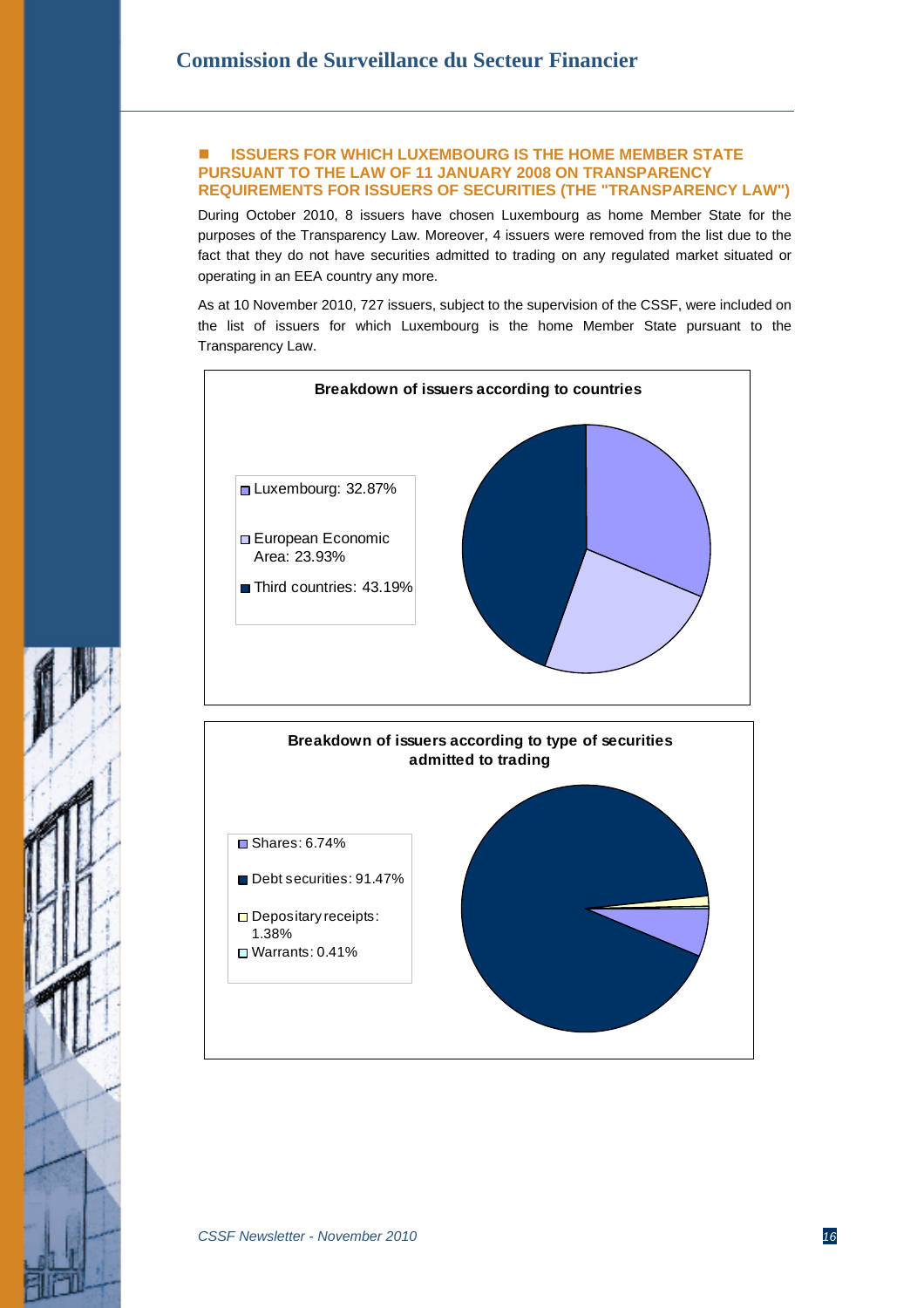## ISSUERS FOR WHICH LUXEMBOURG IS THE HOME MEMBER STATE PURSUANT TO THE LAW OF 11 JANUARY 2008 ON TRANSPARENCY REQUIREMENTS FOR ISSUERS OF SECURITIES (THE "TRANSPARENCY LAW")

During October 2010, 8 issuers have chosen Luxembourg as home Member State for the purposes of the Transparency Law. Moreover, 4 issuers were removed from the list due to the fact that they do not have securities admitted to trading on any regulated market situated or operating in an EEA country any more.

As at 10 November 2010, 727 issuers, subject to the supervision of the CSSF, were included on the list of issuers for which Luxembourg is the home Member State pursuant to the Transparency Law.

**Breakdown of issuers according to countries**

- Luxembourg: 32.87%
- European Economic Area: 23.93%
- Third countries: 43.19%

**Breakdown of issuers according to type of securities admitted to trading**

- Shares: 6.74%
- Debt securities: 91.47%
- Depositary receipts: 1.38%
- Warrants: 0.41%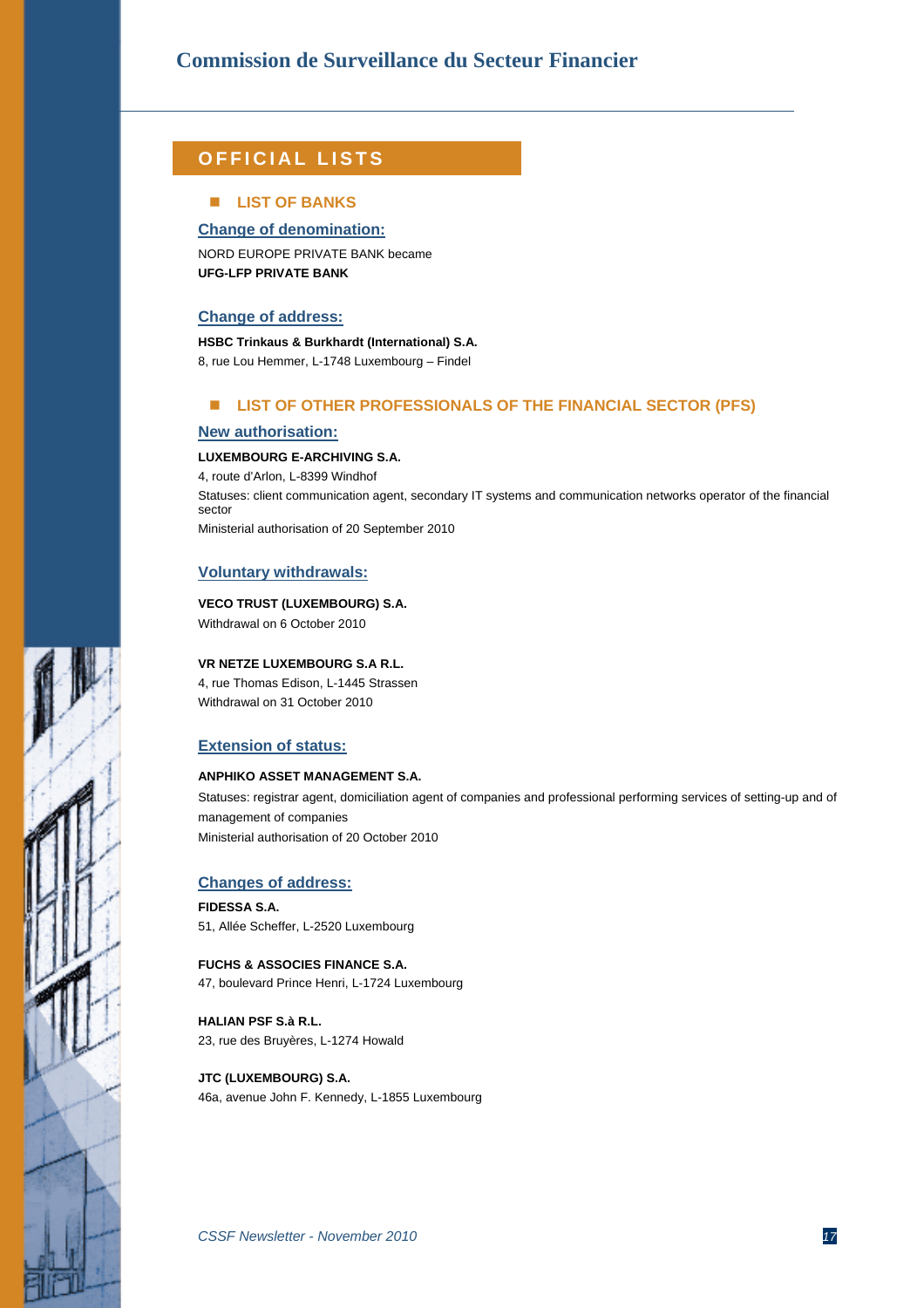# OFFICIAL LISTS

## LIST OF BANKS

### Change of denomination:

NORD EUROPE PRIVATE BANK became
**UFG-LFP PRIVATE BANK**

### Change of address:

**HSBC Trinkaus & Burkhardt (International) S.A.**
8, rue Lou Hemmer, L-1748 Luxembourg – Findel

## LIST OF OTHER PROFESSIONALS OF THE FINANCIAL SECTOR (PFS)

### New authorisation:

**LUXEMBOURG E-ARCHIVING S.A.**
4, route d'Arlon, L-8399 Windhof
Statuses: client communication agent, secondary IT systems and communication networks operator of the financial sector
Ministerial authorisation of 20 September 2010

### Voluntary withdrawals:

**VECO TRUST (LUXEMBOURG) S.A.**
Withdrawal on 6 October 2010

**VR NETZE LUXEMBOURG S.A R.L.**
4, rue Thomas Edison, L-1445 Strassen
Withdrawal on 31 October 2010

### Extension of status:

**ANPHIKO ASSET MANAGEMENT S.A.**
Statuses: registrar agent, domiciliation agent of companies and professional performing services of setting-up and of management of companies
Ministerial authorisation of 20 October 2010

### Changes of address:

**FIDESSA S.A.**
51, Allée Scheffer, L-2520 Luxembourg

**FUCHS & ASSOCIES FINANCE S.A.**
47, boulevard Prince Henri, L-1724 Luxembourg

**HALIAN PSF S.à R.L.**
23, rue des Bruyères, L-1274 Howald

**JTC (LUXEMBOURG) S.A.**
46a, avenue John F. Kennedy, L-1855 Luxembourg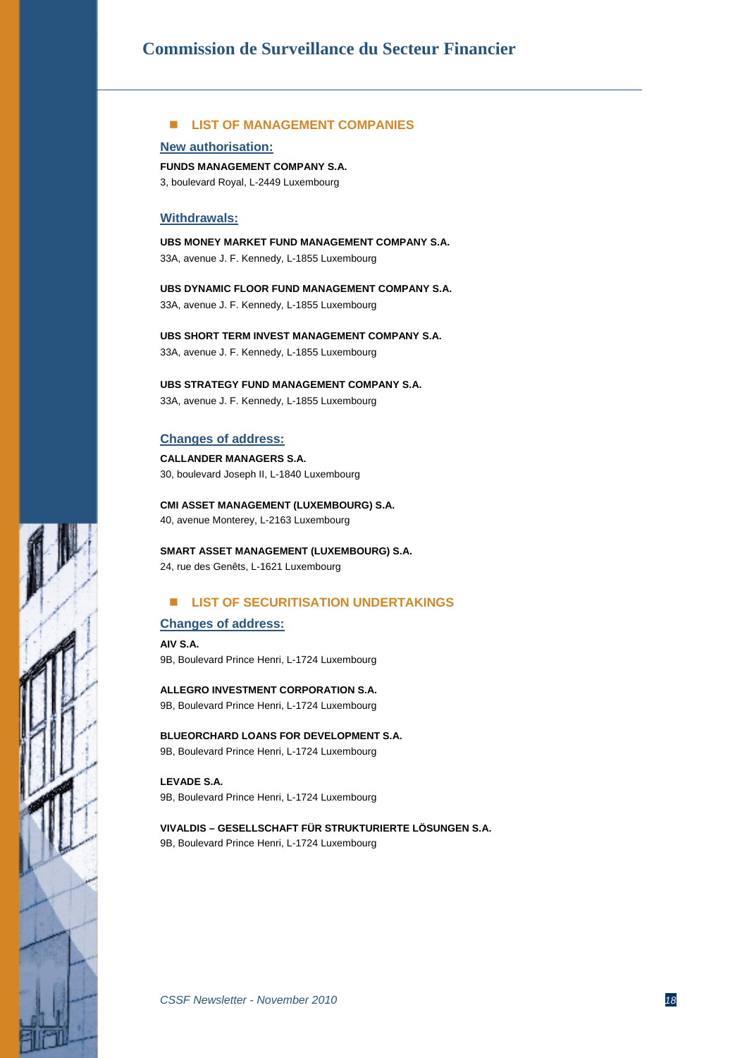## LIST OF MANAGEMENT COMPANIES

### New authorisation:

**FUNDS MANAGEMENT COMPANY S.A.**
3, boulevard Royal, L-2449 Luxembourg

### Withdrawals:

**UBS MONEY MARKET FUND MANAGEMENT COMPANY S.A.**
33A, avenue J. F. Kennedy, L-1855 Luxembourg

**UBS DYNAMIC FLOOR FUND MANAGEMENT COMPANY S.A.**
33A, avenue J. F. Kennedy, L-1855 Luxembourg

**UBS SHORT TERM INVEST MANAGEMENT COMPANY S.A.**
33A, avenue J. F. Kennedy, L-1855 Luxembourg

**UBS STRATEGY FUND MANAGEMENT COMPANY S.A.**
33A, avenue J. F. Kennedy, L-1855 Luxembourg

### Changes of address:

**CALLANDER MANAGERS S.A.**
30, boulevard Joseph II, L-1840 Luxembourg

**CMI ASSET MANAGEMENT (LUXEMBOURG) S.A.**
40, avenue Monterey, L-2163 Luxembourg

**SMART ASSET MANAGEMENT (LUXEMBOURG) S.A.**
24, rue des Genêts, L-1621 Luxembourg

## LIST OF SECURITISATION UNDERTAKINGS

### Changes of address:

**AIV S.A.**
9B, Boulevard Prince Henri, L-1724 Luxembourg

**ALLEGRO INVESTMENT CORPORATION S.A.**
9B, Boulevard Prince Henri, L-1724 Luxembourg

**BLUEORCHARD LOANS FOR DEVELOPMENT S.A.**
9B, Boulevard Prince Henri, L-1724 Luxembourg

**LEVADE S.A.**
9B, Boulevard Prince Henri, L-1724 Luxembourg

**VIVALDIS – GESELLSCHAFT FÜR STRUKTURIERTE LÖSUNGEN S.A.**
9B, Boulevard Prince Henri, L-1724 Luxembourg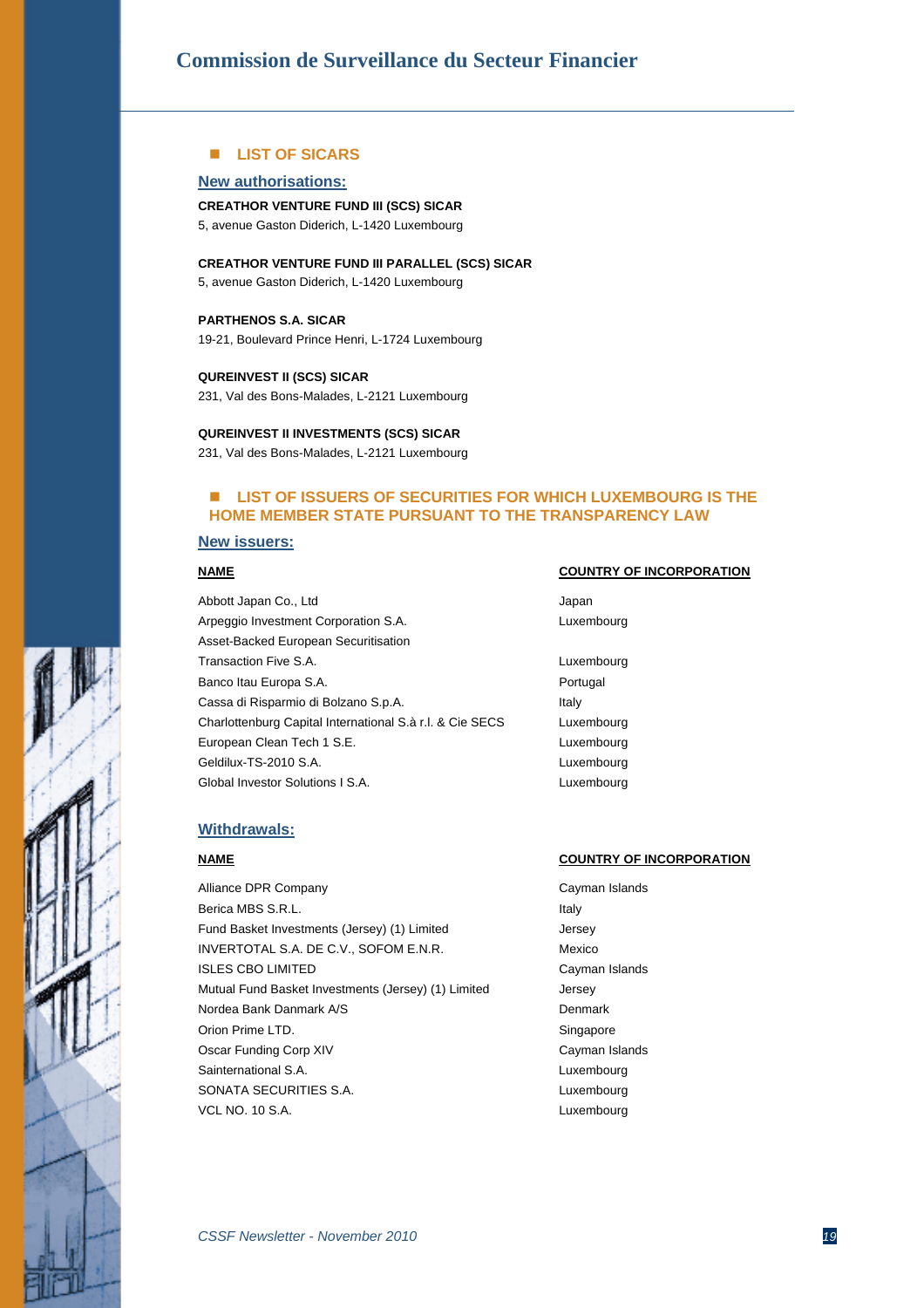## LIST OF SICARS

### New authorisations:

**CREATHOR VENTURE FUND III (SCS) SICAR**
5, avenue Gaston Diderich, L-1420 Luxembourg

**CREATHOR VENTURE FUND III PARALLEL (SCS) SICAR**
5, avenue Gaston Diderich, L-1420 Luxembourg

**PARTHENOS S.A. SICAR**
19-21, Boulevard Prince Henri, L-1724 Luxembourg

**QUREINVEST II (SCS) SICAR**
231, Val des Bons-Malades, L-2121 Luxembourg

**QUREINVEST II INVESTMENTS (SCS) SICAR**
231, Val des Bons-Malades, L-2121 Luxembourg

## LIST OF ISSUERS OF SECURITIES FOR WHICH LUXEMBOURG IS THE HOME MEMBER STATE PURSUANT TO THE TRANSPARENCY LAW

### New issuers:

| NAME | COUNTRY OF INCORPORATION |
|---|---|
| Abbott Japan Co., Ltd | Japan |
| Arpeggio Investment Corporation S.A. | Luxembourg |
| Asset-Backed European Securitisation Transaction Five S.A. | Luxembourg |
| Banco Itau Europa S.A. | Portugal |
| Cassa di Risparmio di Bolzano S.p.A. | Italy |
| Charlottenburg Capital International S.à r.l. & Cie SECS | Luxembourg |
| European Clean Tech 1 S.E. | Luxembourg |
| Geldilux-TS-2010 S.A. | Luxembourg |
| Global Investor Solutions I S.A. | Luxembourg |

### Withdrawals:

| NAME | COUNTRY OF INCORPORATION |
|---|---|
| Alliance DPR Company | Cayman Islands |
| Berica MBS S.R.L. | Italy |
| Fund Basket Investments (Jersey) (1) Limited | Jersey |
| INVERTOTAL S.A. DE C.V., SOFOM E.N.R. | Mexico |
| ISLES CBO LIMITED | Cayman Islands |
| Mutual Fund Basket Investments (Jersey) (1) Limited | Jersey |
| Nordea Bank Danmark A/S | Denmark |
| Orion Prime LTD. | Singapore |
| Oscar Funding Corp XIV | Cayman Islands |
| Sainternational S.A. | Luxembourg |
| SONATA SECURITIES S.A. | Luxembourg |
| VCL NO. 10 S.A. | Luxembourg |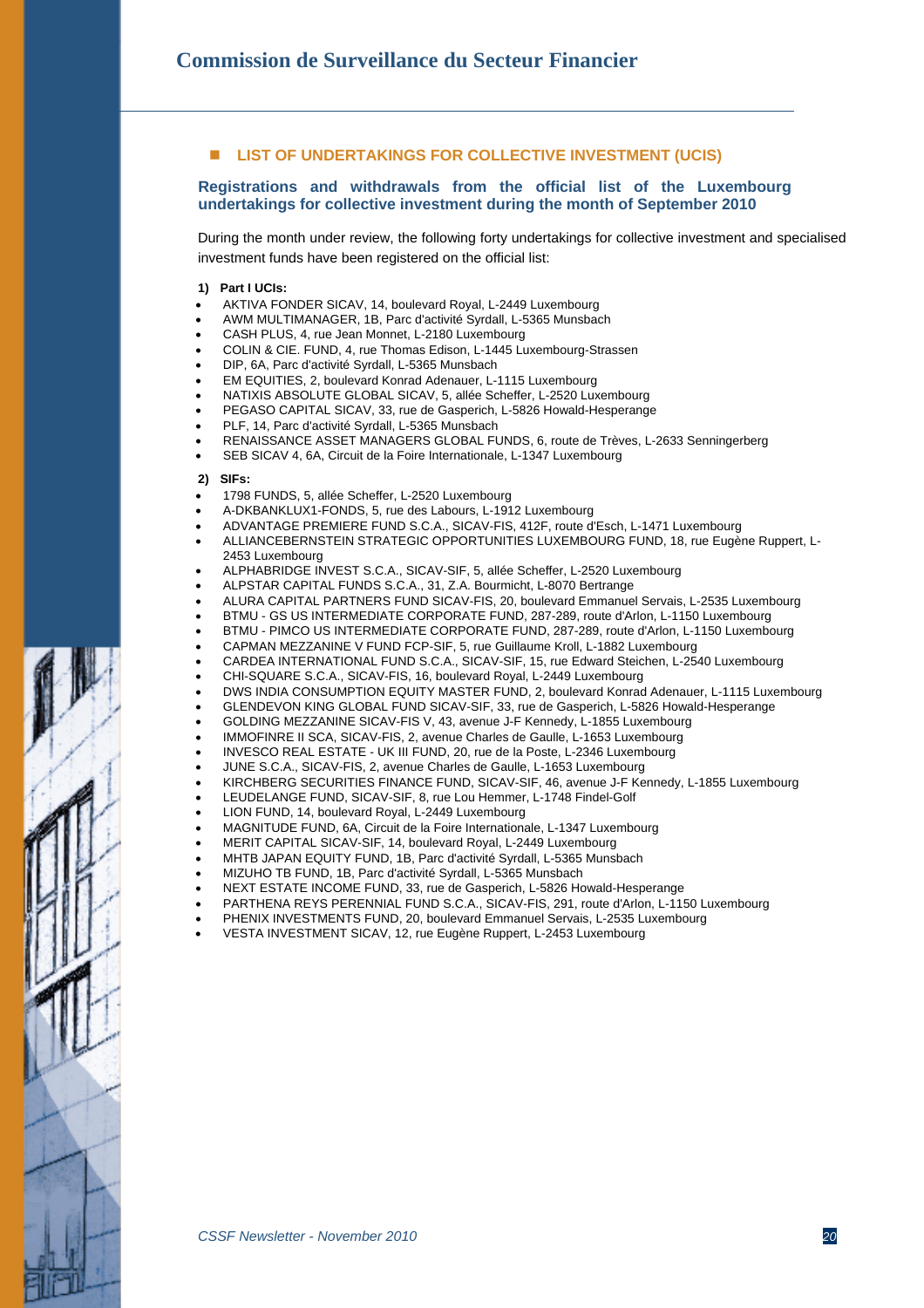## LIST OF UNDERTAKINGS FOR COLLECTIVE INVESTMENT (UCIS)

### Registrations and withdrawals from the official list of the Luxembourg undertakings for collective investment during the month of September 2010

During the month under review, the following forty undertakings for collective investment and specialised investment funds have been registered on the official list:

**1) Part I UCIs:**

- AKTIVA FONDER SICAV, 14, boulevard Royal, L-2449 Luxembourg
- AWM MULTIMANAGER, 1B, Parc d'activité Syrdall, L-5365 Munsbach
- CASH PLUS, 4, rue Jean Monnet, L-2180 Luxembourg
- COLIN & CIE. FUND, 4, rue Thomas Edison, L-1445 Luxembourg-Strassen
- DIP, 6A, Parc d'activité Syrdall, L-5365 Munsbach
- EM EQUITIES, 2, boulevard Konrad Adenauer, L-1115 Luxembourg
- NATIXIS ABSOLUTE GLOBAL SICAV, 5, allée Scheffer, L-2520 Luxembourg
- PEGASO CAPITAL SICAV, 33, rue de Gasperich, L-5826 Howald-Hesperange
- PLF, 14, Parc d'activité Syrdall, L-5365 Munsbach
- RENAISSANCE ASSET MANAGERS GLOBAL FUNDS, 6, route de Trèves, L-2633 Senningerberg
- SEB SICAV 4, 6A, Circuit de la Foire Internationale, L-1347 Luxembourg

**2) SIFs:**

- 1798 FUNDS, 5, allée Scheffer, L-2520 Luxembourg
- A-DKBANKLUX1-FONDS, 5, rue des Labours, L-1912 Luxembourg
- ADVANTAGE PREMIERE FUND S.C.A., SICAV-FIS, 412F, route d'Esch, L-1471 Luxembourg
- ALLIANCEBERNSTEIN STRATEGIC OPPORTUNITIES LUXEMBOURG FUND, 18, rue Eugène Ruppert, L-2453 Luxembourg
- ALPHABRIDGE INVEST S.C.A., SICAV-SIF, 5, allée Scheffer, L-2520 Luxembourg
- ALPSTAR CAPITAL FUNDS S.C.A., 31, Z.A. Bourmicht, L-8070 Bertrange
- ALURA CAPITAL PARTNERS FUND SICAV-FIS, 20, boulevard Emmanuel Servais, L-2535 Luxembourg
- BTMU - GS US INTERMEDIATE CORPORATE FUND, 287-289, route d'Arlon, L-1150 Luxembourg
- BTMU - PIMCO US INTERMEDIATE CORPORATE FUND, 287-289, route d'Arlon, L-1150 Luxembourg
- CAPMAN MEZZANINE V FUND FCP-SIF, 5, rue Guillaume Kroll, L-1882 Luxembourg
- CARDEA INTERNATIONAL FUND S.C.A., SICAV-SIF, 15, rue Edward Steichen, L-2540 Luxembourg
- CHI-SQUARE S.C.A., SICAV-FIS, 16, boulevard Royal, L-2449 Luxembourg
- DWS INDIA CONSUMPTION EQUITY MASTER FUND, 2, boulevard Konrad Adenauer, L-1115 Luxembourg
- GLENDEVON KING GLOBAL FUND SICAV-SIF, 33, rue de Gasperich, L-5826 Howald-Hesperange
- GOLDING MEZZANINE SICAV-FIS V, 43, avenue J-F Kennedy, L-1855 Luxembourg
- IMMOFINRE II SCA, SICAV-FIS, 2, avenue Charles de Gaulle, L-1653 Luxembourg
- INVESCO REAL ESTATE - UK III FUND, 20, rue de la Poste, L-2346 Luxembourg
- JUNE S.C.A., SICAV-FIS, 2, avenue Charles de Gaulle, L-1653 Luxembourg
- KIRCHBERG SECURITIES FINANCE FUND, SICAV-SIF, 46, avenue J-F Kennedy, L-1855 Luxembourg
- LEUDELANGE FUND, SICAV-SIF, 8, rue Lou Hemmer, L-1748 Findel-Golf
- LION FUND, 14, boulevard Royal, L-2449 Luxembourg
- MAGNITUDE FUND, 6A, Circuit de la Foire Internationale, L-1347 Luxembourg
- MERIT CAPITAL SICAV-SIF, 14, boulevard Royal, L-2449 Luxembourg
- MHTB JAPAN EQUITY FUND, 1B, Parc d'activité Syrdall, L-5365 Munsbach
- MIZUHO TB FUND, 1B, Parc d'activité Syrdall, L-5365 Munsbach
- NEXT ESTATE INCOME FUND, 33, rue de Gasperich, L-5826 Howald-Hesperange
- PARTHENA REYS PERENNIAL FUND S.C.A., SICAV-FIS, 291, route d'Arlon, L-1150 Luxembourg
- PHENIX INVESTMENTS FUND, 20, boulevard Emmanuel Servais, L-2535 Luxembourg
- VESTA INVESTMENT SICAV, 12, rue Eugène Ruppert, L-2453 Luxembourg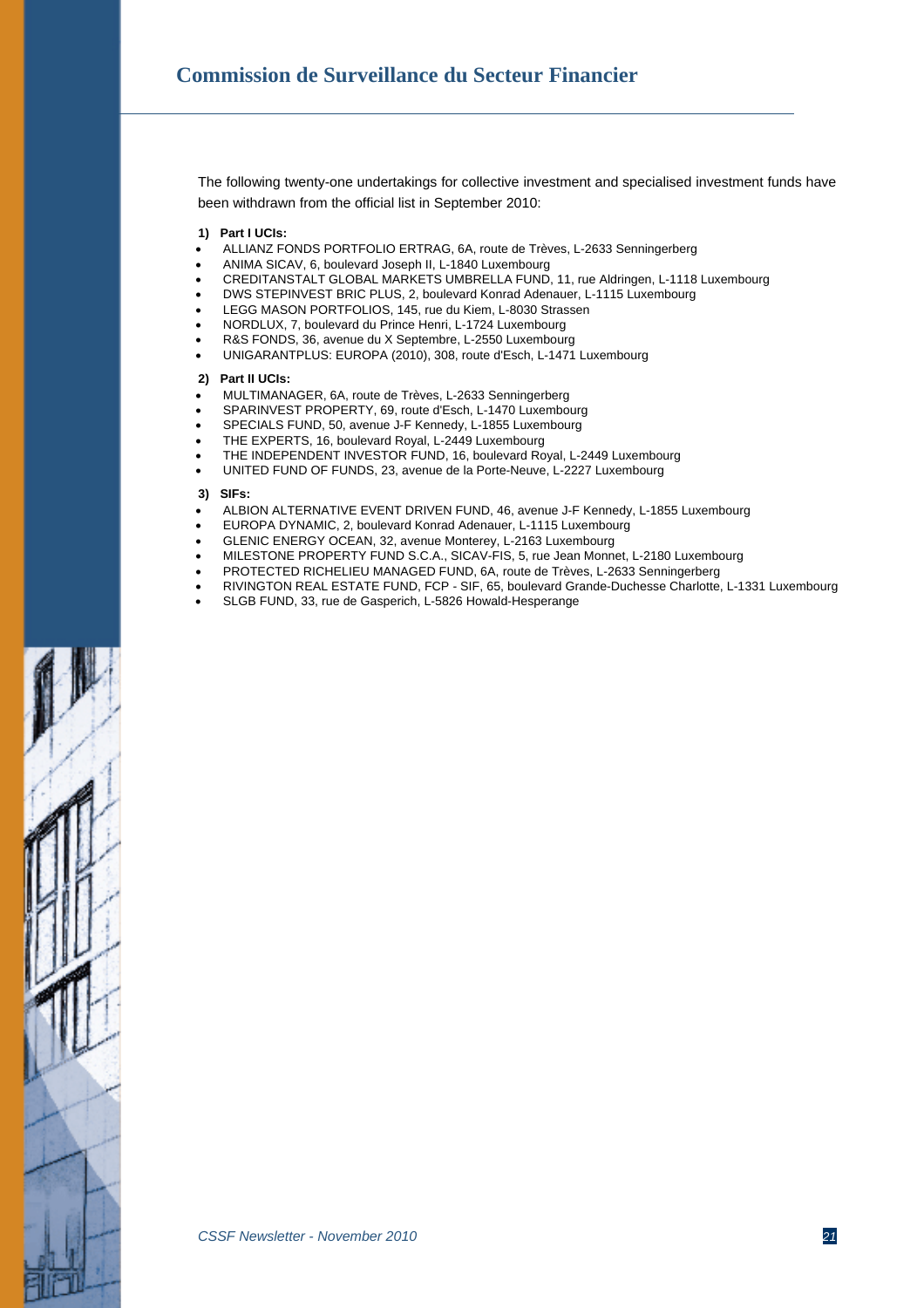The following twenty-one undertakings for collective investment and specialised investment funds have been withdrawn from the official list in September 2010:

**1) Part I UCIs:**

- ALLIANZ FONDS PORTFOLIO ERTRAG, 6A, route de Trèves, L-2633 Senningerberg
- ANIMA SICAV, 6, boulevard Joseph II, L-1840 Luxembourg
- CREDITANSTALT GLOBAL MARKETS UMBRELLA FUND, 11, rue Aldringen, L-1118 Luxembourg
- DWS STEPINVEST BRIC PLUS, 2, boulevard Konrad Adenauer, L-1115 Luxembourg
- LEGG MASON PORTFOLIOS, 145, rue du Kiem, L-8030 Strassen
- NORDLUX, 7, boulevard du Prince Henri, L-1724 Luxembourg
- R&S FONDS, 36, avenue du X Septembre, L-2550 Luxembourg
- UNIGARANTPLUS: EUROPA (2010), 308, route d'Esch, L-1471 Luxembourg

**2) Part II UCIs:**

- MULTIMANAGER, 6A, route de Trèves, L-2633 Senningerberg
- SPARINVEST PROPERTY, 69, route d'Esch, L-1470 Luxembourg
- SPECIALS FUND, 50, avenue J-F Kennedy, L-1855 Luxembourg
- THE EXPERTS, 16, boulevard Royal, L-2449 Luxembourg
- THE INDEPENDENT INVESTOR FUND, 16, boulevard Royal, L-2449 Luxembourg
- UNITED FUND OF FUNDS, 23, avenue de la Porte-Neuve, L-2227 Luxembourg

**3) SIFs:**

- ALBION ALTERNATIVE EVENT DRIVEN FUND, 46, avenue J-F Kennedy, L-1855 Luxembourg
- EUROPA DYNAMIC, 2, boulevard Konrad Adenauer, L-1115 Luxembourg
- GLENIC ENERGY OCEAN, 32, avenue Monterey, L-2163 Luxembourg
- MILESTONE PROPERTY FUND S.C.A., SICAV-FIS, 5, rue Jean Monnet, L-2180 Luxembourg
- PROTECTED RICHELIEU MANAGED FUND, 6A, route de Trèves, L-2633 Senningerberg
- RIVINGTON REAL ESTATE FUND, FCP - SIF, 65, boulevard Grande-Duchesse Charlotte, L-1331 Luxembourg
- SLGB FUND, 33, rue de Gasperich, L-5826 Howald-Hesperange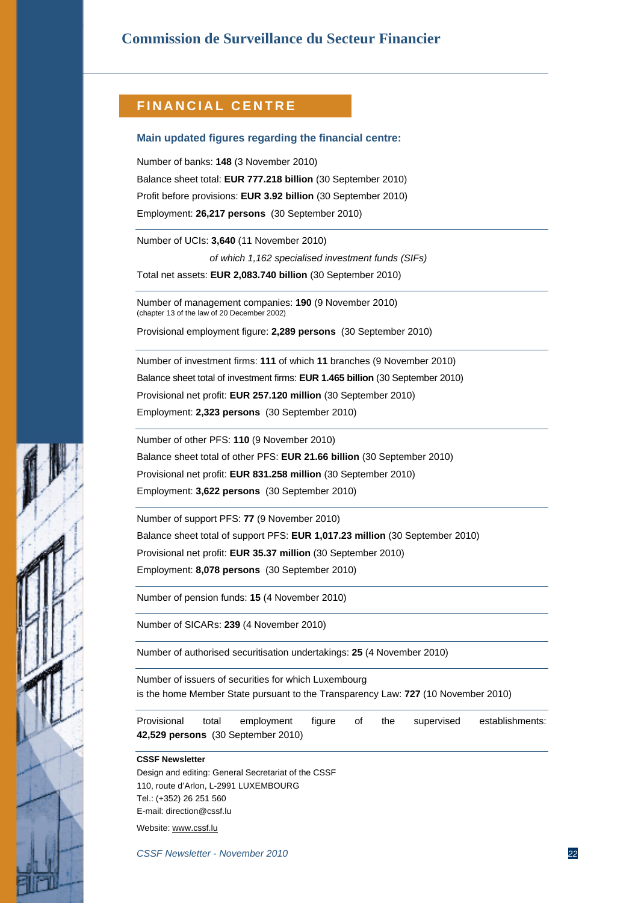## FINANCIAL CENTRE

### Main updated figures regarding the financial centre:

Number of banks: **148** (3 November 2010)

Balance sheet total: **EUR 777.218 billion** (30 September 2010)

Profit before provisions: **EUR 3.92 billion** (30 September 2010)

Employment: **26,217 persons** (30 September 2010)

---

Number of UCIs: **3,640** (11 November 2010)

*of which 1,162 specialised investment funds (SIFs)*

Total net assets: **EUR 2,083.740 billion** (30 September 2010)

---

Number of management companies: **190** (9 November 2010)
(chapter 13 of the law of 20 December 2002)

Provisional employment figure: **2,289 persons** (30 September 2010)

---

Number of investment firms: **111** of which **11** branches (9 November 2010)

Balance sheet total of investment firms: **EUR 1.465 billion** (30 September 2010)

Provisional net profit: **EUR 257.120 million** (30 September 2010)

Employment: **2,323 persons** (30 September 2010)

---

Number of other PFS: **110** (9 November 2010)

Balance sheet total of other PFS: **EUR 21.66 billion** (30 September 2010)

Provisional net profit: **EUR 831.258 million** (30 September 2010)

Employment: **3,622 persons** (30 September 2010)

---

Number of support PFS: **77** (9 November 2010)

Balance sheet total of support PFS: **EUR 1,017.23 million** (30 September 2010)

Provisional net profit: **EUR 35.37 million** (30 September 2010)

Employment: **8,078 persons** (30 September 2010)

---

Number of pension funds: **15** (4 November 2010)

---

Number of SICARs: **239** (4 November 2010)

---

Number of authorised securitisation undertakings: **25** (4 November 2010)

---

Number of issuers of securities for which Luxembourg is the home Member State pursuant to the Transparency Law: **727** (10 November 2010)

---

Provisional total employment figure of the supervised establishments: **42,529 persons** (30 September 2010)

---

**CSSF Newsletter**
Design and editing: General Secretariat of the CSSF
110, route d'Arlon, L-2991 LUXEMBOURG
Tel.: (+352) 26 251 560
E-mail: direction@cssf.lu

Website: www.cssf.lu